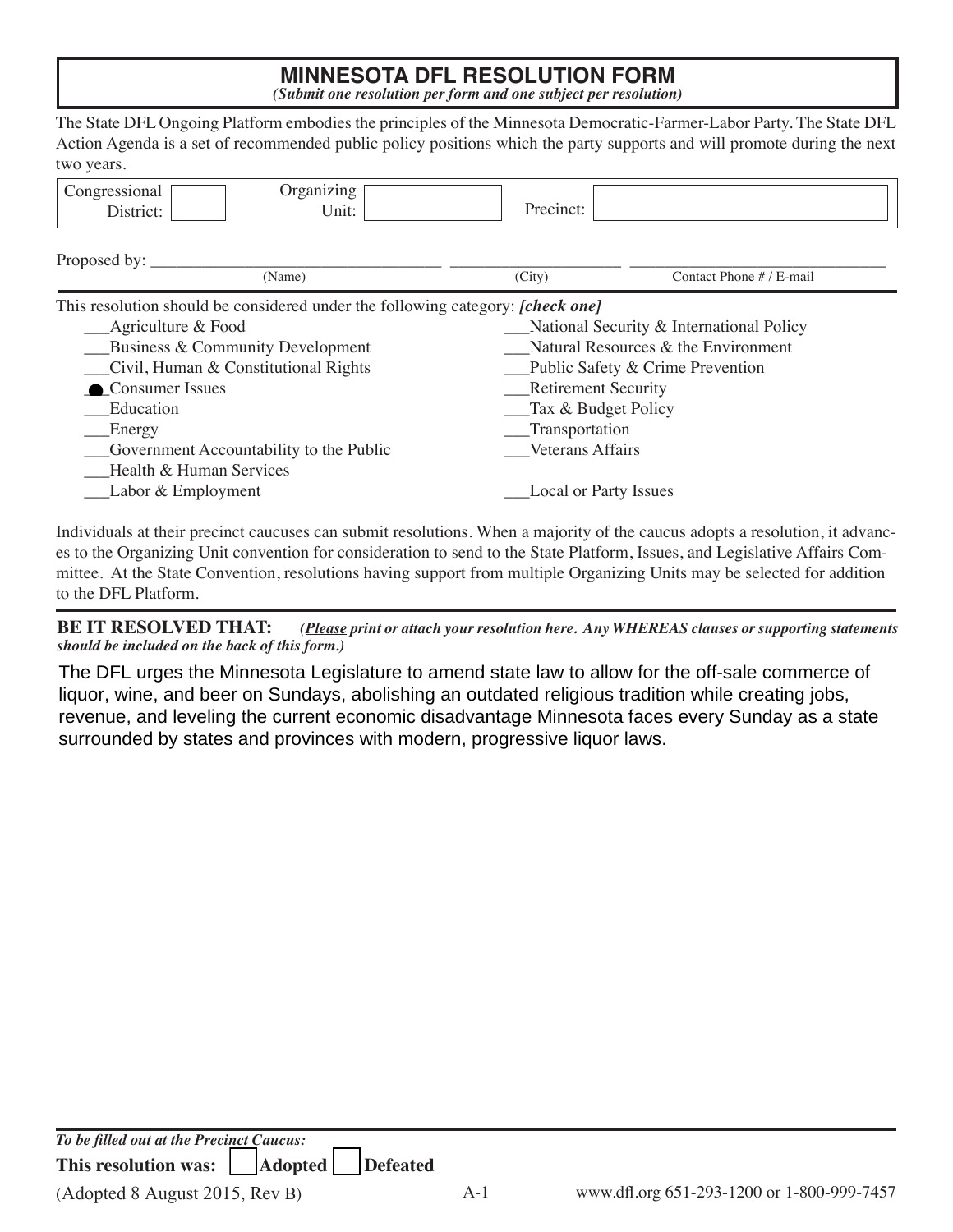# MINNESOTA DFL RESOLUTION FORM

***(Submit one resolution per form and one subject per resolution)***

The State DFL Ongoing Platform embodies the principles of the Minnesota Democratic-Farmer-Labor Party. The State DFL Action Agenda is a set of recommended public policy positions which the party supports and will promote during the next two years.

| Congressional District: | | Organizing Unit: | | Precinct: | |
|---|---|---|---|---|---|

Proposed by: ______________________ ______________________ ______________________
(Name) (City) Contact Phone # / E-mail

This resolution should be considered under the following category: ***[check one]***

- ___Agriculture & Food
- ___Business & Community Development
- ___Civil, Human & Constitutional Rights
- ● Consumer Issues
- ___Education
- ___Energy
- ___Government Accountability to the Public
- ___Health & Human Services
- ___Labor & Employment
- ___National Security & International Policy
- ___Natural Resources & the Environment
- ___Public Safety & Crime Prevention
- ___Retirement Security
- ___Tax & Budget Policy
- ___Transportation
- ___Veterans Affairs
- ___Local or Party Issues

Individuals at their precinct caucuses can submit resolutions. When a majority of the caucus adopts a resolution, it advances to the Organizing Unit convention for consideration to send to the State Platform, Issues, and Legislative Affairs Committee. At the State Convention, resolutions having support from multiple Organizing Units may be selected for addition to the DFL Platform.

**BE IT RESOLVED THAT:** ***(Please print or attach your resolution here. Any WHEREAS clauses or supporting statements should be included on the back of this form.)***

The DFL urges the Minnesota Legislature to amend state law to allow for the off-sale commerce of liquor, wine, and beer on Sundays, abolishing an outdated religious tradition while creating jobs, revenue, and leveling the current economic disadvantage Minnesota faces every Sunday as a state surrounded by states and provinces with modern, progressive liquor laws.

***To be filled out at the Precinct Caucus:***

**This resolution was:** ☐ **Adopted** ☐ **Defeated**

(Adopted 8 August 2015, Rev B) A-1 www.dfl.org 651-293-1200 or 1-800-999-7457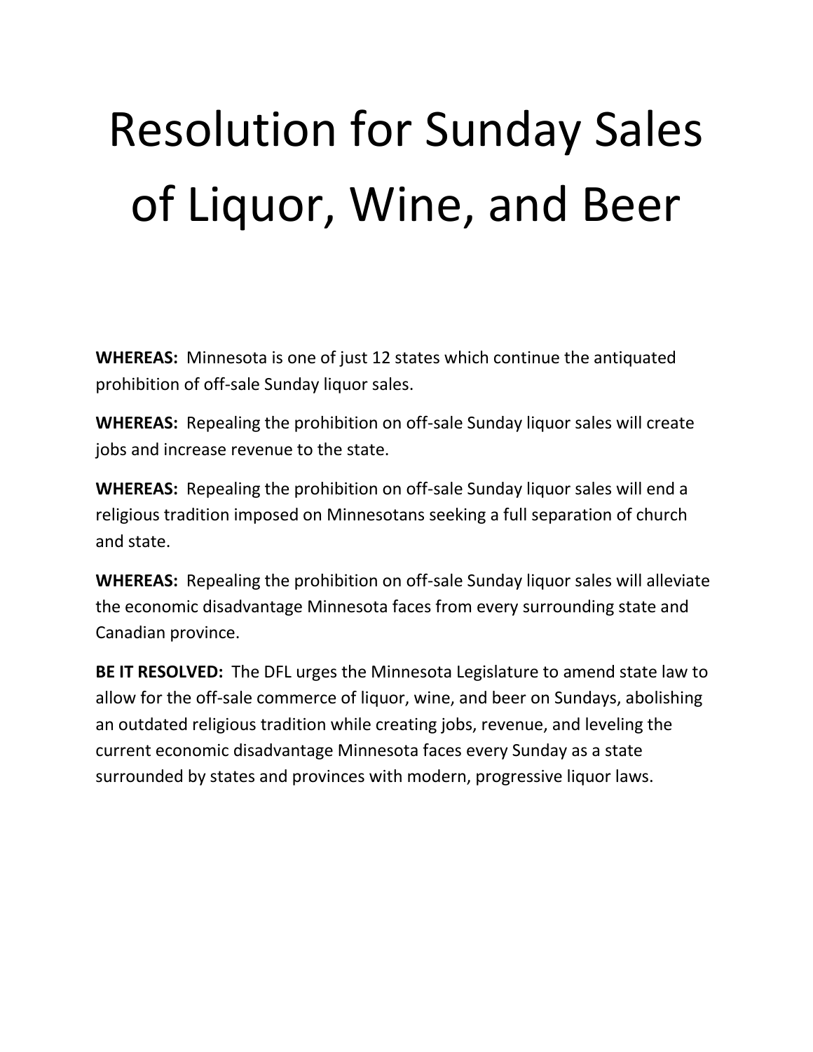# Resolution for Sunday Sales of Liquor, Wine, and Beer

**WHEREAS:** Minnesota is one of just 12 states which continue the antiquated prohibition of off-sale Sunday liquor sales.

**WHEREAS:** Repealing the prohibition on off-sale Sunday liquor sales will create jobs and increase revenue to the state.

**WHEREAS:** Repealing the prohibition on off-sale Sunday liquor sales will end a religious tradition imposed on Minnesotans seeking a full separation of church and state.

**WHEREAS:** Repealing the prohibition on off-sale Sunday liquor sales will alleviate the economic disadvantage Minnesota faces from every surrounding state and Canadian province.

**BE IT RESOLVED:** The DFL urges the Minnesota Legislature to amend state law to allow for the off-sale commerce of liquor, wine, and beer on Sundays, abolishing an outdated religious tradition while creating jobs, revenue, and leveling the current economic disadvantage Minnesota faces every Sunday as a state surrounded by states and provinces with modern, progressive liquor laws.